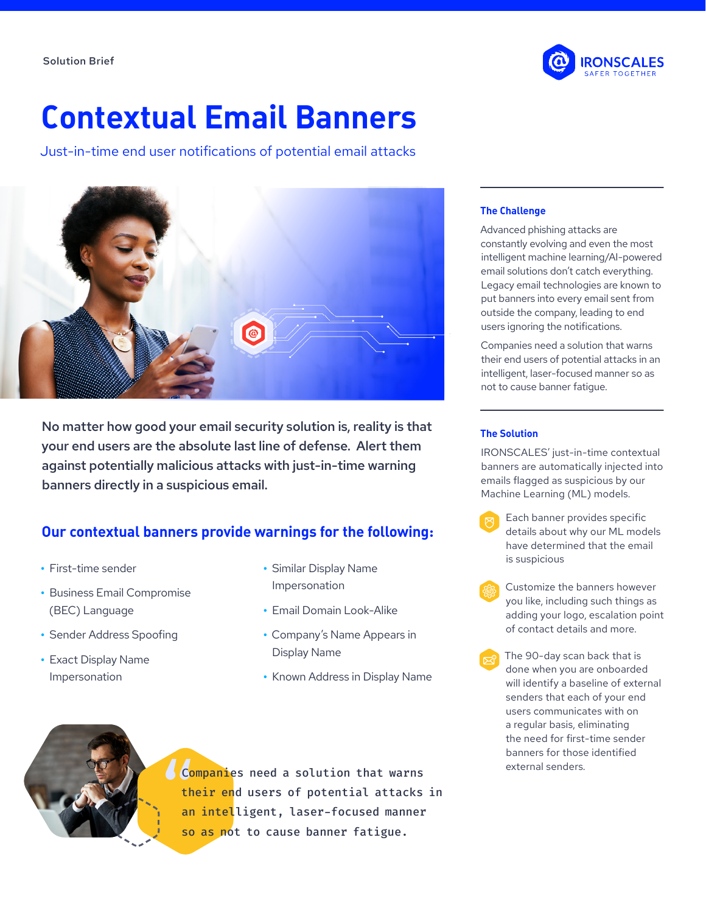Solution Brief

IRONSCALES
SAFER TOGETHER

# Contextual Email Banners

Just-in-time end user notifications of potential email attacks

**No matter how good your email security solution is, reality is that your end users are the absolute last line of defense. Alert them against potentially malicious attacks with just-in-time warning banners directly in a suspicious email.**

## Our contextual banners provide warnings for the following:

- First-time sender
- Business Email Compromise (BEC) Language
- Sender Address Spoofing
- Exact Display Name Impersonation
- Similar Display Name Impersonation
- Email Domain Look-Alike
- Company's Name Appears in Display Name
- Known Address in Display Name

> "Companies need a solution that warns their end users of potential attacks in an intelligent, laser-focused manner so as not to cause banner fatigue.

### The Challenge

Advanced phishing attacks are constantly evolving and even the most intelligent machine learning/AI-powered email solutions don't catch everything. Legacy email technologies are known to put banners into every email sent from outside the company, leading to end users ignoring the notifications.

Companies need a solution that warns their end users of potential attacks in an intelligent, laser-focused manner so as not to cause banner fatigue.

### The Solution

IRONSCALES' just-in-time contextual banners are automatically injected into emails flagged as suspicious by our Machine Learning (ML) models.

- Each banner provides specific details about why our ML models have determined that the email is suspicious
- Customize the banners however you like, including such things as adding your logo, escalation point of contact details and more.
- The 90-day scan back that is done when you are onboarded will identify a baseline of external senders that each of your end users communicates with on a regular basis, eliminating the need for first-time sender banners for those identified external senders.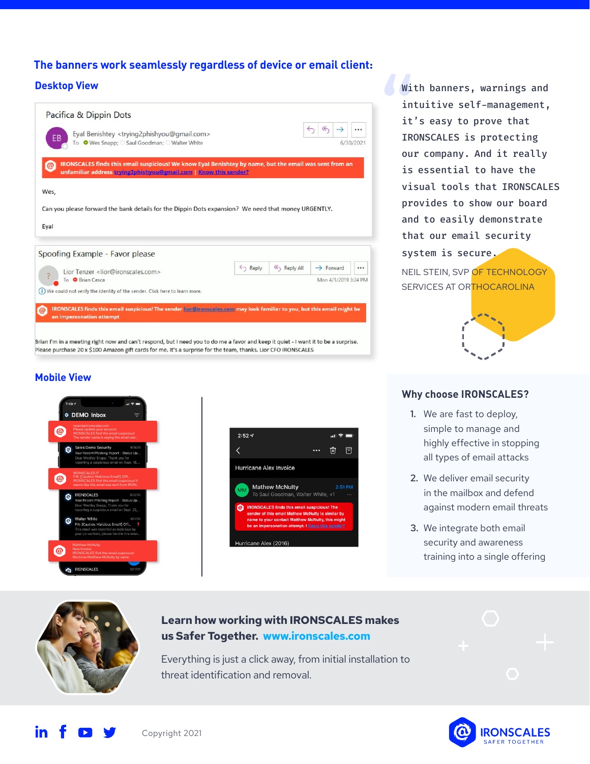## The banners work seamlessly regardless of device or email client:

### Desktop View

Pacifica & Dippin Dots

Eyal Benishtey <trying2phishyou@gmail.com>
To Wes Snapp; Saul Goodman; Walter White
6/30/2021

IRONSCALES finds this email suspicious! We know Eyal Benishtey by name, but the email was sent from an unfamiliar address trying2phishyou@gmail.com | Know this sender?

Wes,

Can you please forward the bank details for the Dippin Dots expansion? We need that money URGENTLY.

Eyal

Spoofing Example - Favor please

Lior Tenzer <lior@ironscales.com>
To Brian Cesca
Reply | Reply All | Forward
Mon 4/1/2019 3:24 PM

We could not verify the identity of the sender. Click here to learn more.

IRONSCALES finds this email suspicious! The sender lior@ironscales.com may look familiar to you, but this email might be an impersonation attempt

Brian I'm in a meeting right now and can't respond, but I need you to do me a favor and keep it quiet - I want it to be a surprise. Please purchase 20 x $100 Amazon gift cards for me. It's a surprise for the team, thanks. Lior CFO IRONSCALES

### Mobile View

DEMO Inbox

IRONSCALES find this email suspicious!

2:52

Hurricane Alex Invoice

Mathew McNulty 2:51 PM
To Saul Goodman, Walter White, +1

IRONSCALES finds this email suspicious! The sender of this email Mathew McNulty is similar by name to your contact Matthew McNulty, this might be an impersonation attempt. | Know this sender?

Hurricane Alex (2016)

> With banners, warnings and intuitive self-management, it's easy to prove that IRONSCALES is protecting our company. And it really is essential to have the visual tools that IRONSCALES provides to show our board and to easily demonstrate that our email security system is secure.
>
> NEIL STEIN, SVP OF TECHNOLOGY SERVICES AT ORTHOCAROLINA

### Why choose IRONSCALES?

1. We are fast to deploy, simple to manage and highly effective in stopping all types of email attacks
2. We deliver email security in the mailbox and defend against modern email threats
3. We integrate both email security and awareness training into a single offering

**Learn how working with IRONSCALES makes us Safer Together. www.ironscales.com**

Everything is just a click away, from initial installation to threat identification and removal.

Copyright 2021

IRONSCALES SAFER TOGETHER